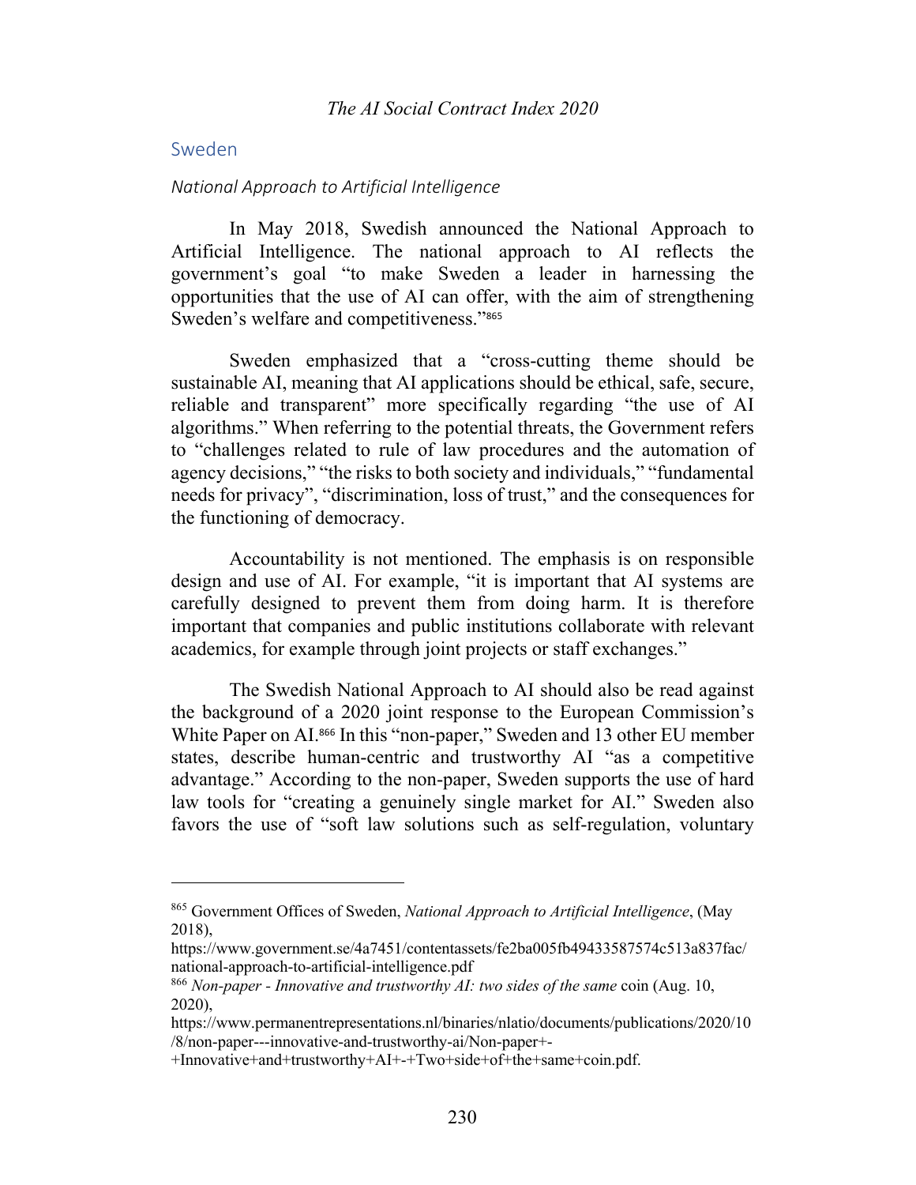## Sweden

### National Approach to Artificial Intelligence

In May 2018, Swedish announced the National Approach to Artificial Intelligence. The national approach to AI reflects the government's goal "to make Sweden a leader in harnessing the opportunities that the use of AI can offer, with the aim of strengthening Sweden's welfare and competitiveness."[865]

Sweden emphasized that a "cross-cutting theme should be sustainable AI, meaning that AI applications should be ethical, safe, secure, reliable and transparent" more specifically regarding "the use of AI algorithms." When referring to the potential threats, the Government refers to "challenges related to rule of law procedures and the automation of agency decisions," "the risks to both society and individuals," "fundamental needs for privacy", "discrimination, loss of trust," and the consequences for the functioning of democracy.

Accountability is not mentioned. The emphasis is on responsible design and use of AI. For example, "it is important that AI systems are carefully designed to prevent them from doing harm. It is therefore important that companies and public institutions collaborate with relevant academics, for example through joint projects or staff exchanges."

The Swedish National Approach to AI should also be read against the background of a 2020 joint response to the European Commission's White Paper on AI.[866] In this "non-paper," Sweden and 13 other EU member states, describe human-centric and trustworthy AI "as a competitive advantage." According to the non-paper, Sweden supports the use of hard law tools for "creating a genuinely single market for AI." Sweden also favors the use of "soft law solutions such as self-regulation, voluntary

---

[865] Government Offices of Sweden, *National Approach to Artificial Intelligence*, (May 2018), https://www.government.se/4a7451/contentassets/fe2ba005fb49433587574c513a837fac/national-approach-to-artificial-intelligence.pdf

[866] *Non-paper - Innovative and trustworthy AI: two sides of the same* coin (Aug. 10, 2020), https://www.permanentrepresentations.nl/binaries/nlatio/documents/publications/2020/10/8/non-paper---innovative-and-trustworthy-ai/Non-paper+-+Innovative+and+trustworthy+AI+-+Two+side+of+the+same+coin.pdf.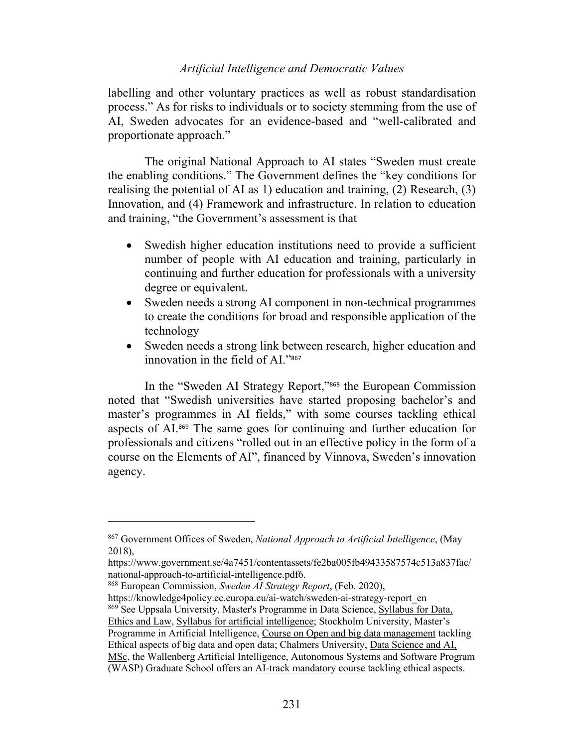labelling and other voluntary practices as well as robust standardisation process." As for risks to individuals or to society stemming from the use of AI, Sweden advocates for an evidence-based and "well-calibrated and proportionate approach."

The original National Approach to AI states "Sweden must create the enabling conditions." The Government defines the "key conditions for realising the potential of AI as 1) education and training, (2) Research, (3) Innovation, and (4) Framework and infrastructure. In relation to education and training, "the Government's assessment is that

- Swedish higher education institutions need to provide a sufficient number of people with AI education and training, particularly in continuing and further education for professionals with a university degree or equivalent.
- Sweden needs a strong AI component in non-technical programmes to create the conditions for broad and responsible application of the technology
- Sweden needs a strong link between research, higher education and innovation in the field of AI."[867]

In the "Sweden AI Strategy Report,"[868] the European Commission noted that "Swedish universities have started proposing bachelor's and master's programmes in AI fields," with some courses tackling ethical aspects of AI.[869] The same goes for continuing and further education for professionals and citizens "rolled out in an effective policy in the form of a course on the Elements of AI", financed by Vinnova, Sweden's innovation agency.

---

[867] Government Offices of Sweden, *National Approach to Artificial Intelligence*, (May 2018), https://www.government.se/4a7451/contentassets/fe2ba005fb49433587574c513a837fac/national-approach-to-artificial-intelligence.pdf6.

[868] European Commission, *Sweden AI Strategy Report*, (Feb. 2020), https://knowledge4policy.ec.europa.eu/ai-watch/sweden-ai-strategy-report_en

[869] See Uppsala University, Master's Programme in Data Science, Syllabus for Data, Ethics and Law, Syllabus for artificial intelligence; Stockholm University, Master's Programme in Artificial Intelligence, Course on Open and big data management tackling Ethical aspects of big data and open data; Chalmers University, Data Science and AI, MSc, the Wallenberg Artificial Intelligence, Autonomous Systems and Software Program (WASP) Graduate School offers an AI-track mandatory course tackling ethical aspects.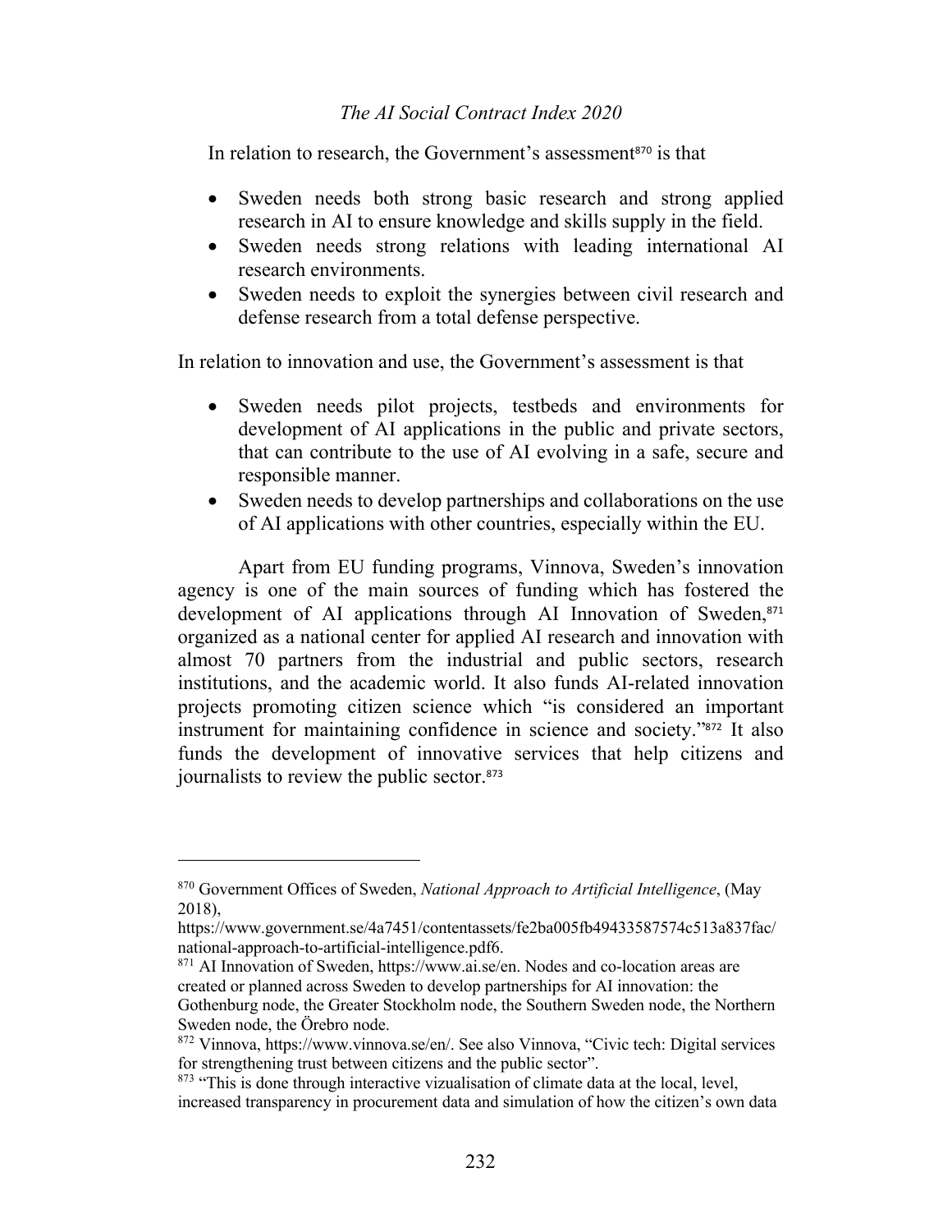In relation to research, the Government's assessment[870] is that

- Sweden needs both strong basic research and strong applied research in AI to ensure knowledge and skills supply in the field.
- Sweden needs strong relations with leading international AI research environments.
- Sweden needs to exploit the synergies between civil research and defense research from a total defense perspective.

In relation to innovation and use, the Government's assessment is that

- Sweden needs pilot projects, testbeds and environments for development of AI applications in the public and private sectors, that can contribute to the use of AI evolving in a safe, secure and responsible manner.
- Sweden needs to develop partnerships and collaborations on the use of AI applications with other countries, especially within the EU.

Apart from EU funding programs, Vinnova, Sweden's innovation agency is one of the main sources of funding which has fostered the development of AI applications through AI Innovation of Sweden,[871] organized as a national center for applied AI research and innovation with almost 70 partners from the industrial and public sectors, research institutions, and the academic world. It also funds AI-related innovation projects promoting citizen science which "is considered an important instrument for maintaining confidence in science and society."[872] It also funds the development of innovative services that help citizens and journalists to review the public sector.[873]

---

[870] Government Offices of Sweden, *National Approach to Artificial Intelligence*, (May 2018), https://www.government.se/4a7451/contentassets/fe2ba005fb49433587574c513a837fac/national-approach-to-artificial-intelligence.pdf6.

[871] AI Innovation of Sweden, https://www.ai.se/en. Nodes and co-location areas are created or planned across Sweden to develop partnerships for AI innovation: the Gothenburg node, the Greater Stockholm node, the Southern Sweden node, the Northern Sweden node, the Örebro node.

[872] Vinnova, https://www.vinnova.se/en/. See also Vinnova, "Civic tech: Digital services for strengthening trust between citizens and the public sector".

[873] "This is done through interactive vizualisation of climate data at the local, level, increased transparency in procurement data and simulation of how the citizen's own data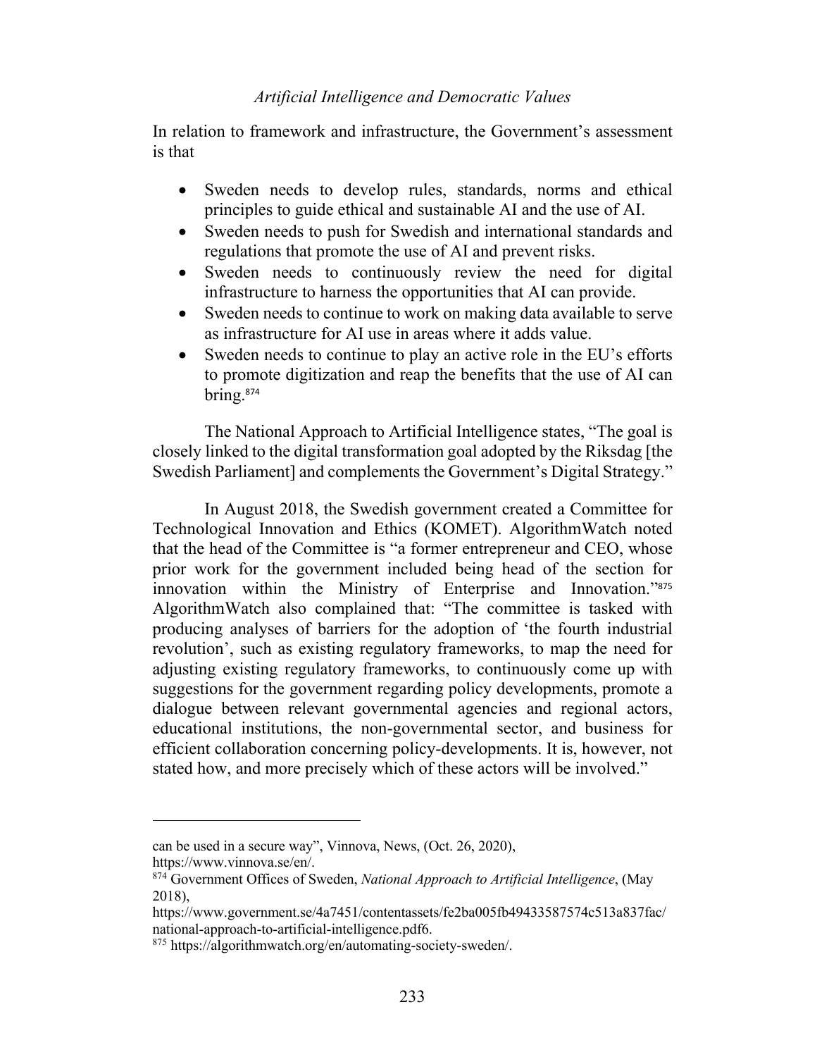In relation to framework and infrastructure, the Government's assessment is that

- Sweden needs to develop rules, standards, norms and ethical principles to guide ethical and sustainable AI and the use of AI.
- Sweden needs to push for Swedish and international standards and regulations that promote the use of AI and prevent risks.
- Sweden needs to continuously review the need for digital infrastructure to harness the opportunities that AI can provide.
- Sweden needs to continue to work on making data available to serve as infrastructure for AI use in areas where it adds value.
- Sweden needs to continue to play an active role in the EU's efforts to promote digitization and reap the benefits that the use of AI can bring.[874]

The National Approach to Artificial Intelligence states, "The goal is closely linked to the digital transformation goal adopted by the Riksdag [the Swedish Parliament] and complements the Government's Digital Strategy."

In August 2018, the Swedish government created a Committee for Technological Innovation and Ethics (KOMET). AlgorithmWatch noted that the head of the Committee is "a former entrepreneur and CEO, whose prior work for the government included being head of the section for innovation within the Ministry of Enterprise and Innovation."[875] AlgorithmWatch also complained that: "The committee is tasked with producing analyses of barriers for the adoption of 'the fourth industrial revolution', such as existing regulatory frameworks, to map the need for adjusting existing regulatory frameworks, to continuously come up with suggestions for the government regarding policy developments, promote a dialogue between relevant governmental agencies and regional actors, educational institutions, the non-governmental sector, and business for efficient collaboration concerning policy-developments. It is, however, not stated how, and more precisely which of these actors will be involved."

---

can be used in a secure way", Vinnova, News, (Oct. 26, 2020), https://www.vinnova.se/en/.

[874] Government Offices of Sweden, *National Approach to Artificial Intelligence*, (May 2018), https://www.government.se/4a7451/contentassets/fe2ba005fb49433587574c513a837fac/national-approach-to-artificial-intelligence.pdf6.

[875] https://algorithmwatch.org/en/automating-society-sweden/.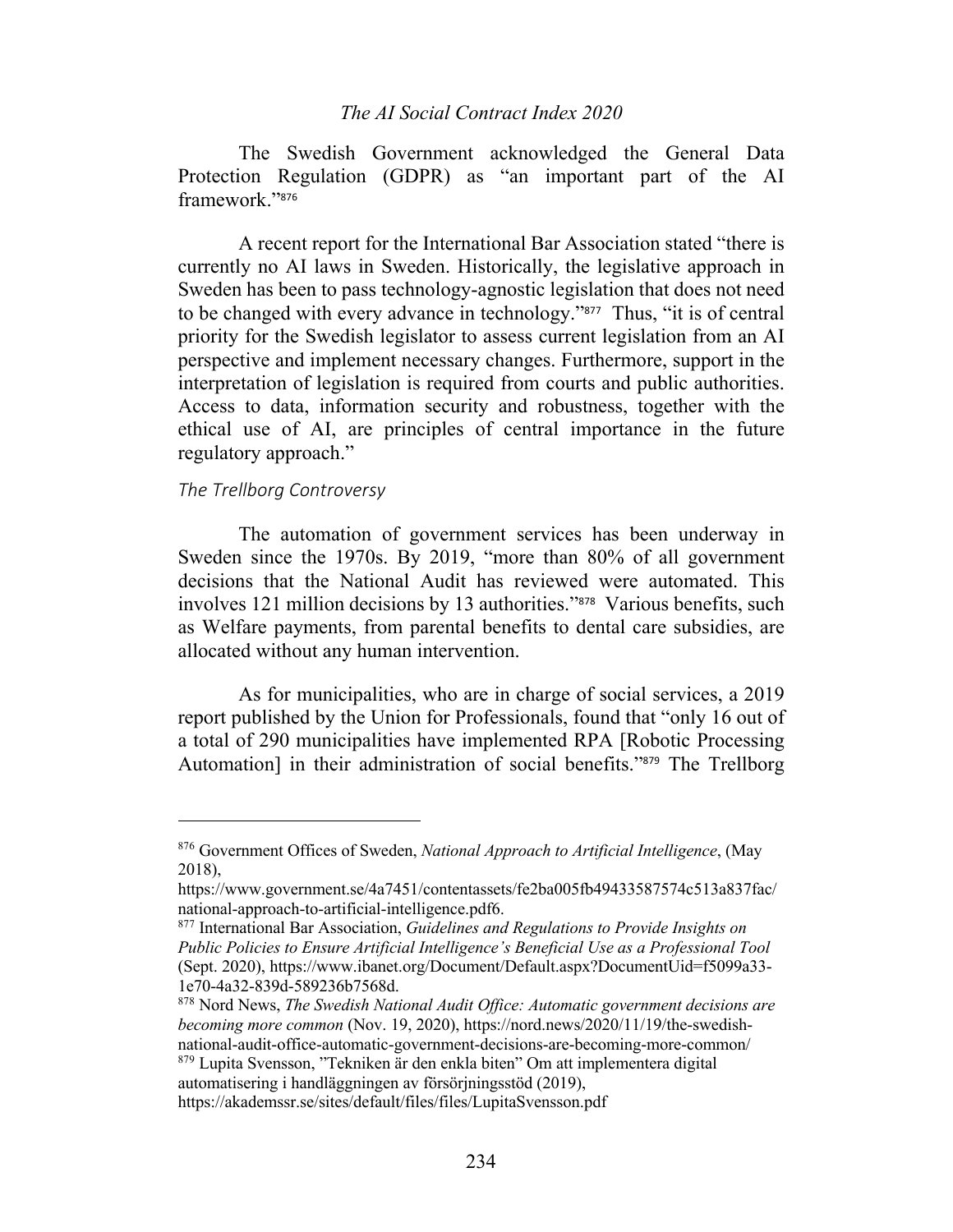The Swedish Government acknowledged the General Data Protection Regulation (GDPR) as "an important part of the AI framework."[876]

A recent report for the International Bar Association stated "there is currently no AI laws in Sweden. Historically, the legislative approach in Sweden has been to pass technology-agnostic legislation that does not need to be changed with every advance in technology."[877] Thus, "it is of central priority for the Swedish legislator to assess current legislation from an AI perspective and implement necessary changes. Furthermore, support in the interpretation of legislation is required from courts and public authorities. Access to data, information security and robustness, together with the ethical use of AI, are principles of central importance in the future regulatory approach."

*The Trellborg Controversy*

The automation of government services has been underway in Sweden since the 1970s. By 2019, "more than 80% of all government decisions that the National Audit has reviewed were automated. This involves 121 million decisions by 13 authorities."[878] Various benefits, such as Welfare payments, from parental benefits to dental care subsidies, are allocated without any human intervention.

As for municipalities, who are in charge of social services, a 2019 report published by the Union for Professionals, found that "only 16 out of a total of 290 municipalities have implemented RPA [Robotic Processing Automation] in their administration of social benefits."[879] The Trellborg

---

[876] Government Offices of Sweden, *National Approach to Artificial Intelligence*, (May 2018), https://www.government.se/4a7451/contentassets/fe2ba005fb49433587574c513a837fac/national-approach-to-artificial-intelligence.pdf6.

[877] International Bar Association, *Guidelines and Regulations to Provide Insights on Public Policies to Ensure Artificial Intelligence's Beneficial Use as a Professional Tool* (Sept. 2020), https://www.ibanet.org/Document/Default.aspx?DocumentUid=f5099a33-1e70-4a32-839d-589236b7568d.

[878] Nord News, *The Swedish National Audit Office: Automatic government decisions are becoming more common* (Nov. 19, 2020), https://nord.news/2020/11/19/the-swedish-national-audit-office-automatic-government-decisions-are-becoming-more-common/

[879] Lupita Svensson, "Tekniken är den enkla biten" Om att implementera digital automatisering i handläggningen av försörjningsstöd (2019), https://akademssr.se/sites/default/files/files/LupitaSvensson.pdf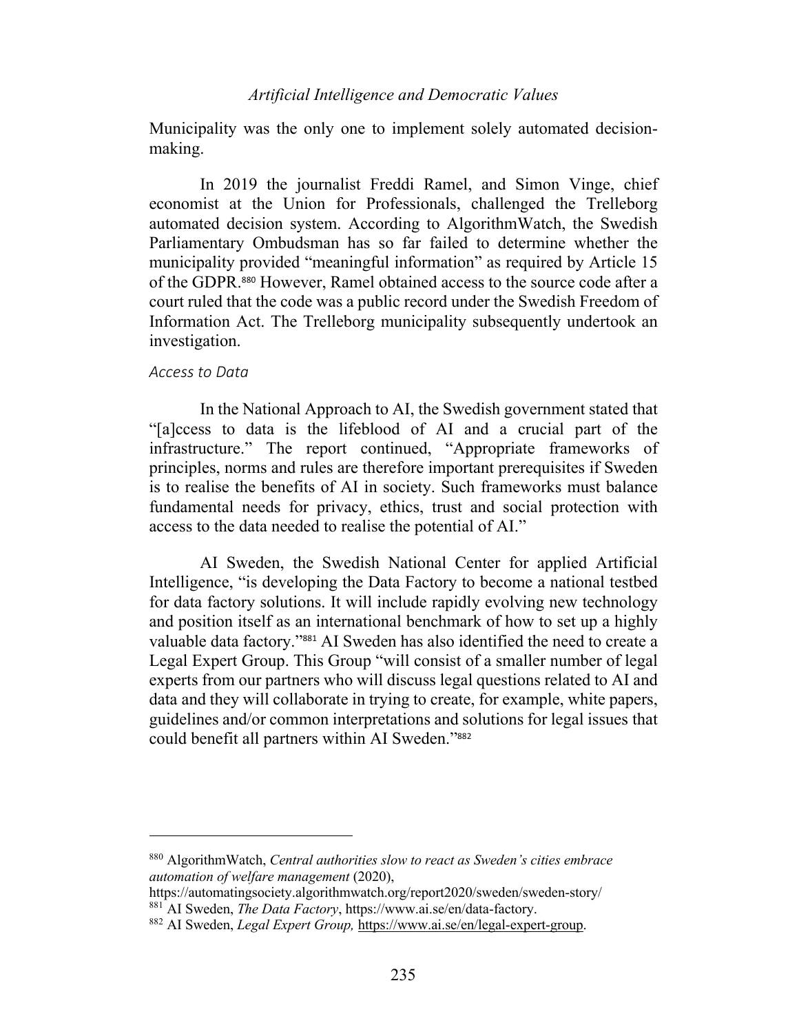Municipality was the only one to implement solely automated decision-making.

In 2019 the journalist Freddi Ramel, and Simon Vinge, chief economist at the Union for Professionals, challenged the Trelleborg automated decision system. According to AlgorithmWatch, the Swedish Parliamentary Ombudsman has so far failed to determine whether the municipality provided "meaningful information" as required by Article 15 of the GDPR.[880] However, Ramel obtained access to the source code after a court ruled that the code was a public record under the Swedish Freedom of Information Act. The Trelleborg municipality subsequently undertook an investigation.

### *Access to Data*

In the National Approach to AI, the Swedish government stated that "[a]ccess to data is the lifeblood of AI and a crucial part of the infrastructure." The report continued, "Appropriate frameworks of principles, norms and rules are therefore important prerequisites if Sweden is to realise the benefits of AI in society. Such frameworks must balance fundamental needs for privacy, ethics, trust and social protection with access to the data needed to realise the potential of AI."

AI Sweden, the Swedish National Center for applied Artificial Intelligence, "is developing the Data Factory to become a national testbed for data factory solutions. It will include rapidly evolving new technology and position itself as an international benchmark of how to set up a highly valuable data factory."[881] AI Sweden has also identified the need to create a Legal Expert Group. This Group "will consist of a smaller number of legal experts from our partners who will discuss legal questions related to AI and data and they will collaborate in trying to create, for example, white papers, guidelines and/or common interpretations and solutions for legal issues that could benefit all partners within AI Sweden."[882]

---

[880] AlgorithmWatch, *Central authorities slow to react as Sweden's cities embrace automation of welfare management* (2020), https://automatingsociety.algorithmwatch.org/report2020/sweden/sweden-story/

[881] AI Sweden, *The Data Factory*, https://www.ai.se/en/data-factory.

[882] AI Sweden, *Legal Expert Group,* https://www.ai.se/en/legal-expert-group.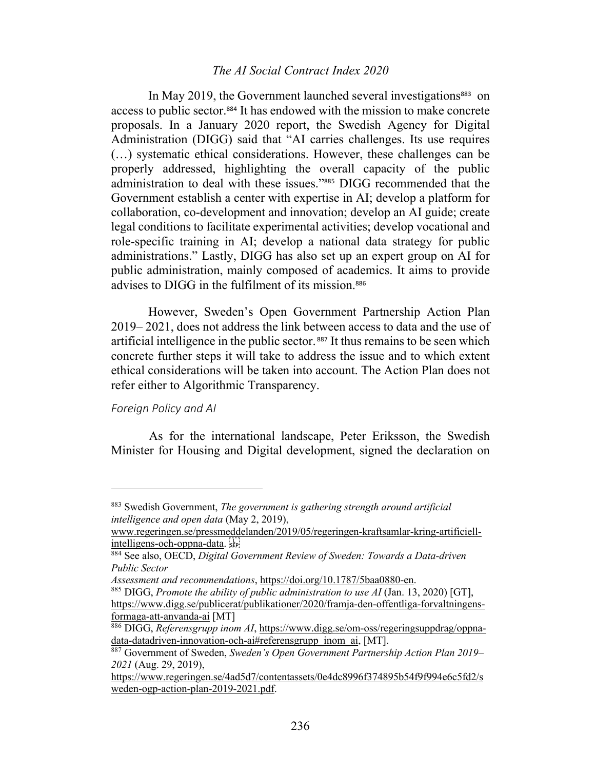In May 2019, the Government launched several investigations[883] on access to public sector.[884] It has endowed with the mission to make concrete proposals. In a January 2020 report, the Swedish Agency for Digital Administration (DIGG) said that "AI carries challenges. Its use requires (…) systematic ethical considerations. However, these challenges can be properly addressed, highlighting the overall capacity of the public administration to deal with these issues."[885] DIGG recommended that the Government establish a center with expertise in AI; develop a platform for collaboration, co-development and innovation; develop an AI guide; create legal conditions to facilitate experimental activities; develop vocational and role-specific training in AI; develop a national data strategy for public administrations." Lastly, DIGG has also set up an expert group on AI for public administration, mainly composed of academics. It aims to provide advises to DIGG in the fulfilment of its mission.[886]

However, Sweden's Open Government Partnership Action Plan 2019– 2021, does not address the link between access to data and the use of artificial intelligence in the public sector.[887] It thus remains to be seen which concrete further steps it will take to address the issue and to which extent ethical considerations will be taken into account. The Action Plan does not refer either to Algorithmic Transparency.

*Foreign Policy and AI*

As for the international landscape, Peter Eriksson, the Swedish Minister for Housing and Digital development, signed the declaration on

---

[883] Swedish Government, *The government is gathering strength around artificial intelligence and open data* (May 2, 2019), www.regeringen.se/pressmeddelanden/2019/05/regeringen-kraftsamlar-kring-artificiell-intelligens-och-oppna-data.

[884] See also, OECD, *Digital Government Review of Sweden: Towards a Data-driven Public Sector Assessment and recommendations*, https://doi.org/10.1787/5baa0880-en.

[885] DIGG, *Promote the ability of public administration to use AI* (Jan. 13, 2020) [GT], https://www.digg.se/publicerat/publikationer/2020/framja-den-offentliga-forvaltningens-formaga-att-anvanda-ai [MT]

[886] DIGG, *Referensgrupp inom AI*, https://www.digg.se/om-oss/regeringsuppdrag/oppna-data-datadriven-innovation-och-ai#referensgrupp_inom_ai, [MT].

[887] Government of Sweden, *Sweden's Open Government Partnership Action Plan 2019–2021* (Aug. 29, 2019), https://www.regeringen.se/4ad5d7/contentassets/0e4dc8996f374895b54f9f994e6c5fd2/sweden-ogp-action-plan-2019-2021.pdf.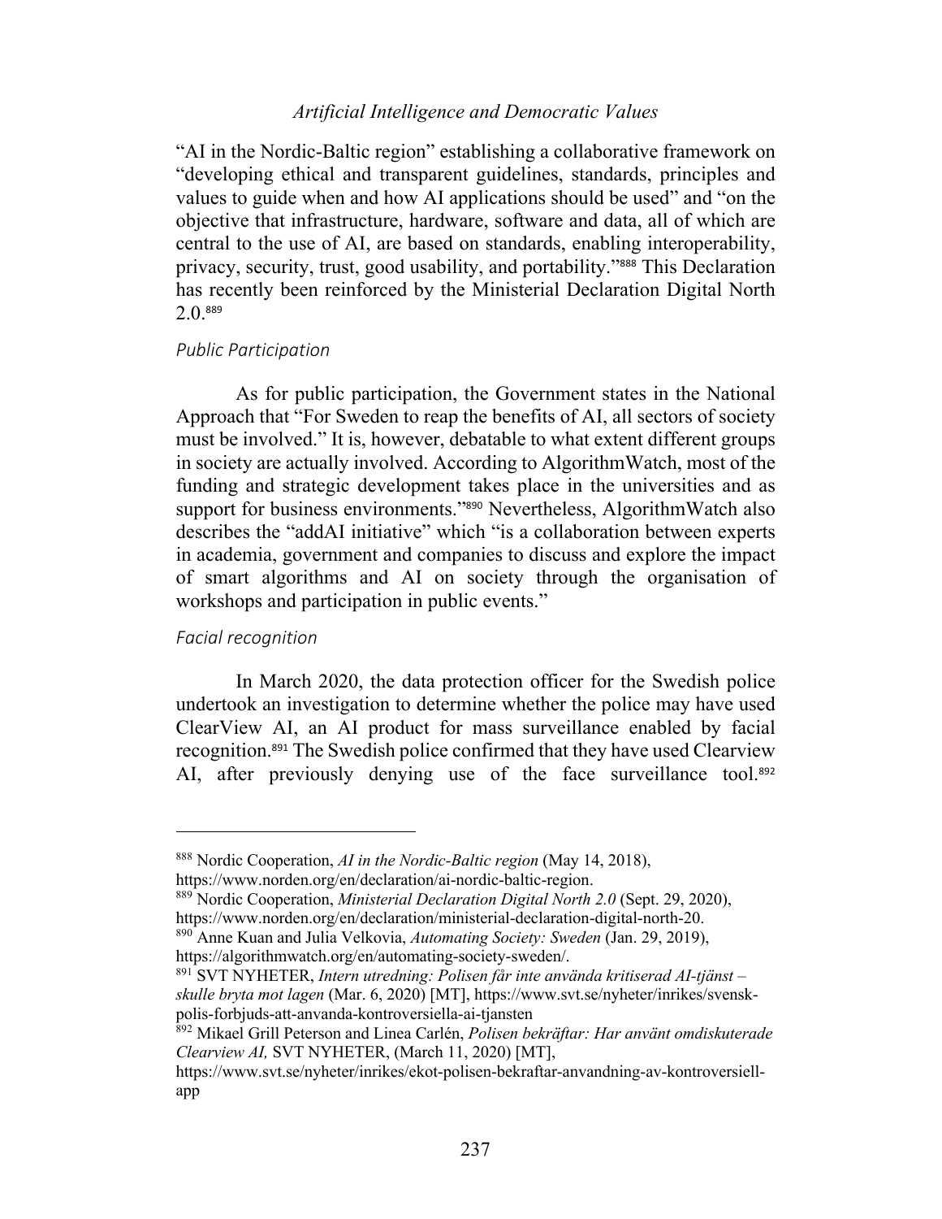"AI in the Nordic-Baltic region" establishing a collaborative framework on "developing ethical and transparent guidelines, standards, principles and values to guide when and how AI applications should be used" and "on the objective that infrastructure, hardware, software and data, all of which are central to the use of AI, are based on standards, enabling interoperability, privacy, security, trust, good usability, and portability."[888] This Declaration has recently been reinforced by the Ministerial Declaration Digital North 2.0.[889]

### *Public Participation*

As for public participation, the Government states in the National Approach that "For Sweden to reap the benefits of AI, all sectors of society must be involved." It is, however, debatable to what extent different groups in society are actually involved. According to AlgorithmWatch, most of the funding and strategic development takes place in the universities and as support for business environments."[890] Nevertheless, AlgorithmWatch also describes the "addAI initiative" which "is a collaboration between experts in academia, government and companies to discuss and explore the impact of smart algorithms and AI on society through the organisation of workshops and participation in public events."

### *Facial recognition*

In March 2020, the data protection officer for the Swedish police undertook an investigation to determine whether the police may have used ClearView AI, an AI product for mass surveillance enabled by facial recognition.[891] The Swedish police confirmed that they have used Clearview AI, after previously denying use of the face surveillance tool.[892]

---

[888] Nordic Cooperation, *AI in the Nordic-Baltic region* (May 14, 2018), https://www.norden.org/en/declaration/ai-nordic-baltic-region.

[889] Nordic Cooperation, *Ministerial Declaration Digital North 2.0* (Sept. 29, 2020), https://www.norden.org/en/declaration/ministerial-declaration-digital-north-20.

[890] Anne Kuan and Julia Velkovia, *Automating Society: Sweden* (Jan. 29, 2019), https://algorithmwatch.org/en/automating-society-sweden/.

[891] SVT NYHETER, *Intern utredning: Polisen får inte använda kritiserad AI-tjänst – skulle bryta mot lagen* (Mar. 6, 2020) [MT], https://www.svt.se/nyheter/inrikes/svensk-polis-forbjuds-att-anvanda-kontroversiella-ai-tjansten

[892] Mikael Grill Peterson and Linea Carlén, *Polisen bekräftar: Har använt omdiskuterade Clearview AI,* SVT NYHETER, (March 11, 2020) [MT], https://www.svt.se/nyheter/inrikes/ekot-polisen-bekraftar-anvandning-av-kontroversiell-app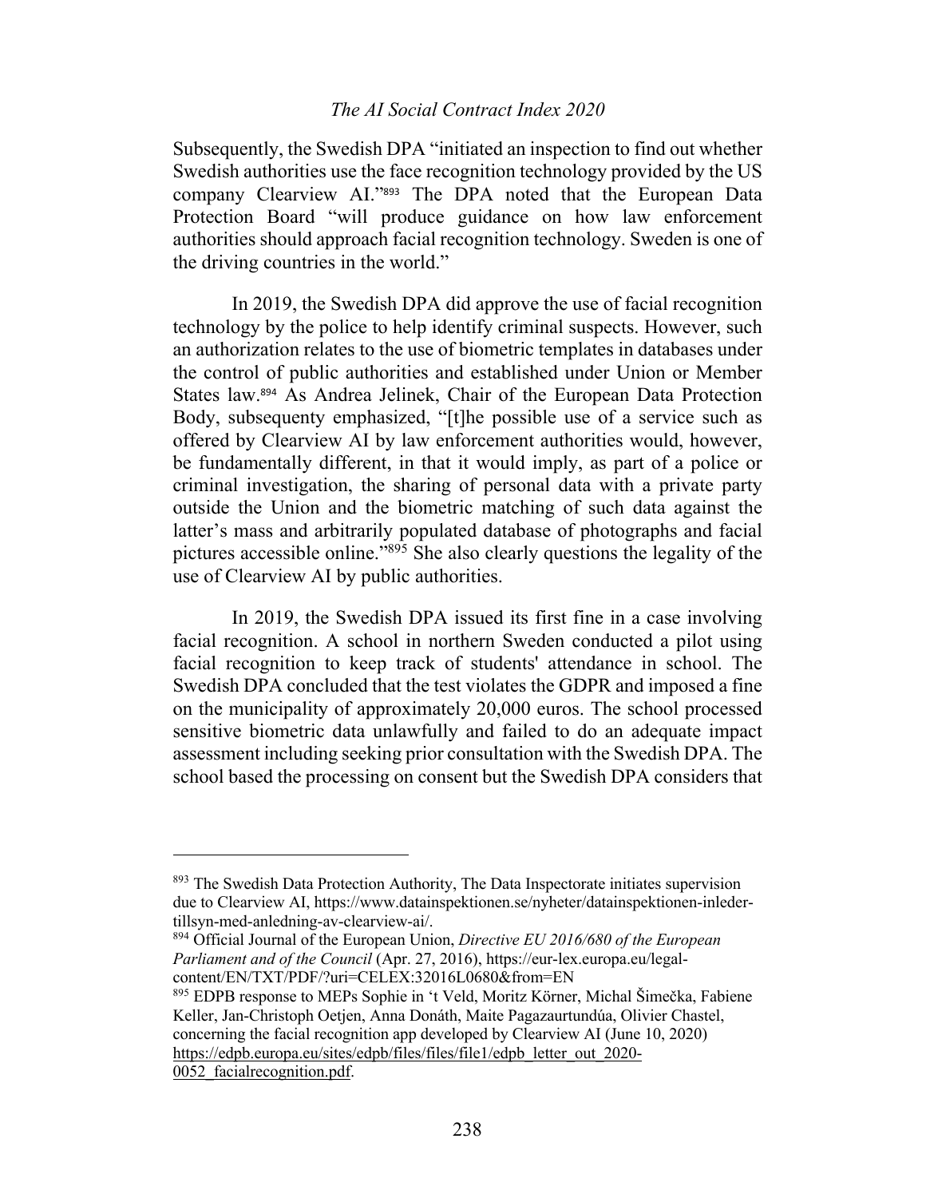Subsequently, the Swedish DPA "initiated an inspection to find out whether Swedish authorities use the face recognition technology provided by the US company Clearview AI."[893] The DPA noted that the European Data Protection Board "will produce guidance on how law enforcement authorities should approach facial recognition technology. Sweden is one of the driving countries in the world."

In 2019, the Swedish DPA did approve the use of facial recognition technology by the police to help identify criminal suspects. However, such an authorization relates to the use of biometric templates in databases under the control of public authorities and established under Union or Member States law.[894] As Andrea Jelinek, Chair of the European Data Protection Body, subsequenty emphasized, "[t]he possible use of a service such as offered by Clearview AI by law enforcement authorities would, however, be fundamentally different, in that it would imply, as part of a police or criminal investigation, the sharing of personal data with a private party outside the Union and the biometric matching of such data against the latter's mass and arbitrarily populated database of photographs and facial pictures accessible online."[895] She also clearly questions the legality of the use of Clearview AI by public authorities.

In 2019, the Swedish DPA issued its first fine in a case involving facial recognition. A school in northern Sweden conducted a pilot using facial recognition to keep track of students' attendance in school. The Swedish DPA concluded that the test violates the GDPR and imposed a fine on the municipality of approximately 20,000 euros. The school processed sensitive biometric data unlawfully and failed to do an adequate impact assessment including seeking prior consultation with the Swedish DPA. The school based the processing on consent but the Swedish DPA considers that

---

[893] The Swedish Data Protection Authority, The Data Inspectorate initiates supervision due to Clearview AI, https://www.datainspektionen.se/nyheter/datainspektionen-inleder-tillsyn-med-anledning-av-clearview-ai/.

[894] Official Journal of the European Union, *Directive EU 2016/680 of the European Parliament and of the Council* (Apr. 27, 2016), https://eur-lex.europa.eu/legal-content/EN/TXT/PDF/?uri=CELEX:32016L0680&from=EN

[895] EDPB response to MEPs Sophie in 't Veld, Moritz Körner, Michal Šimečka, Fabiene Keller, Jan-Christoph Oetjen, Anna Donáth, Maite Pagazaurtundúa, Olivier Chastel, concerning the facial recognition app developed by Clearview AI (June 10, 2020) https://edpb.europa.eu/sites/edpb/files/files/file1/edpb_letter_out_2020-0052_facialrecognition.pdf.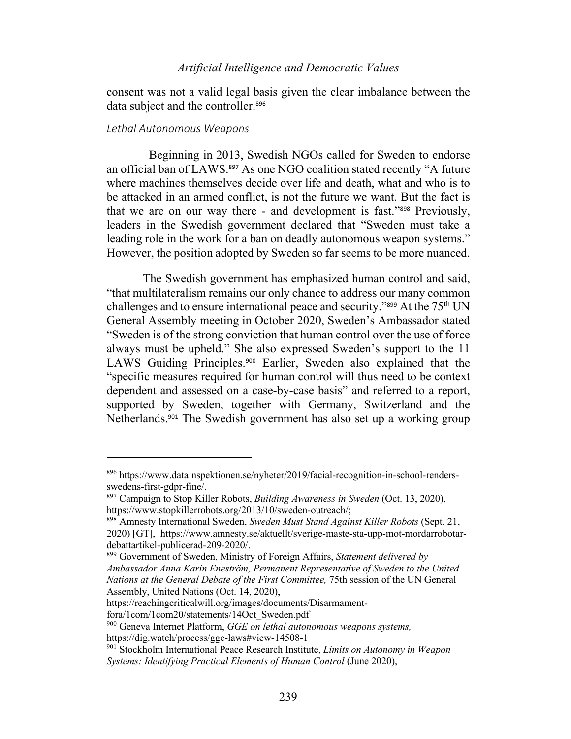consent was not a valid legal basis given the clear imbalance between the data subject and the controller.[896]

### *Lethal Autonomous Weapons*

Beginning in 2013, Swedish NGOs called for Sweden to endorse an official ban of LAWS.[897] As one NGO coalition stated recently "A future where machines themselves decide over life and death, what and who is to be attacked in an armed conflict, is not the future we want. But the fact is that we are on our way there - and development is fast."[898] Previously, leaders in the Swedish government declared that "Sweden must take a leading role in the work for a ban on deadly autonomous weapon systems." However, the position adopted by Sweden so far seems to be more nuanced.

The Swedish government has emphasized human control and said, "that multilateralism remains our only chance to address our many common challenges and to ensure international peace and security."[899] At the 75th UN General Assembly meeting in October 2020, Sweden's Ambassador stated "Sweden is of the strong conviction that human control over the use of force always must be upheld." She also expressed Sweden's support to the 11 LAWS Guiding Principles.[900] Earlier, Sweden also explained that the "specific measures required for human control will thus need to be context dependent and assessed on a case-by-case basis" and referred to a report, supported by Sweden, together with Germany, Switzerland and the Netherlands.[901] The Swedish government has also set up a working group

---

[896] https://www.datainspektionen.se/nyheter/2019/facial-recognition-in-school-renders-swedens-first-gdpr-fine/.

[897] Campaign to Stop Killer Robots, *Building Awareness in Sweden* (Oct. 13, 2020), https://www.stopkillerrobots.org/2013/10/sweden-outreach/;

[898] Amnesty International Sweden, *Sweden Must Stand Against Killer Robots* (Sept. 21, 2020) [GT], https://www.amnesty.se/aktuellt/sverige-maste-sta-upp-mot-mordarrobotar-debattartikel-publicerad-209-2020/.

[899] Government of Sweden, Ministry of Foreign Affairs, *Statement delivered by Ambassador Anna Karin Eneström, Permanent Representative of Sweden to the United Nations at the General Debate of the First Committee,* 75th session of the UN General Assembly, United Nations (Oct. 14, 2020), https://reachingcriticalwill.org/images/documents/Disarmament-fora/1com/1com20/statements/14Oct_Sweden.pdf

[900] Geneva Internet Platform, *GGE on lethal autonomous weapons systems,* https://dig.watch/process/gge-laws#view-14508-1

[901] Stockholm International Peace Research Institute, *Limits on Autonomy in Weapon Systems: Identifying Practical Elements of Human Control* (June 2020),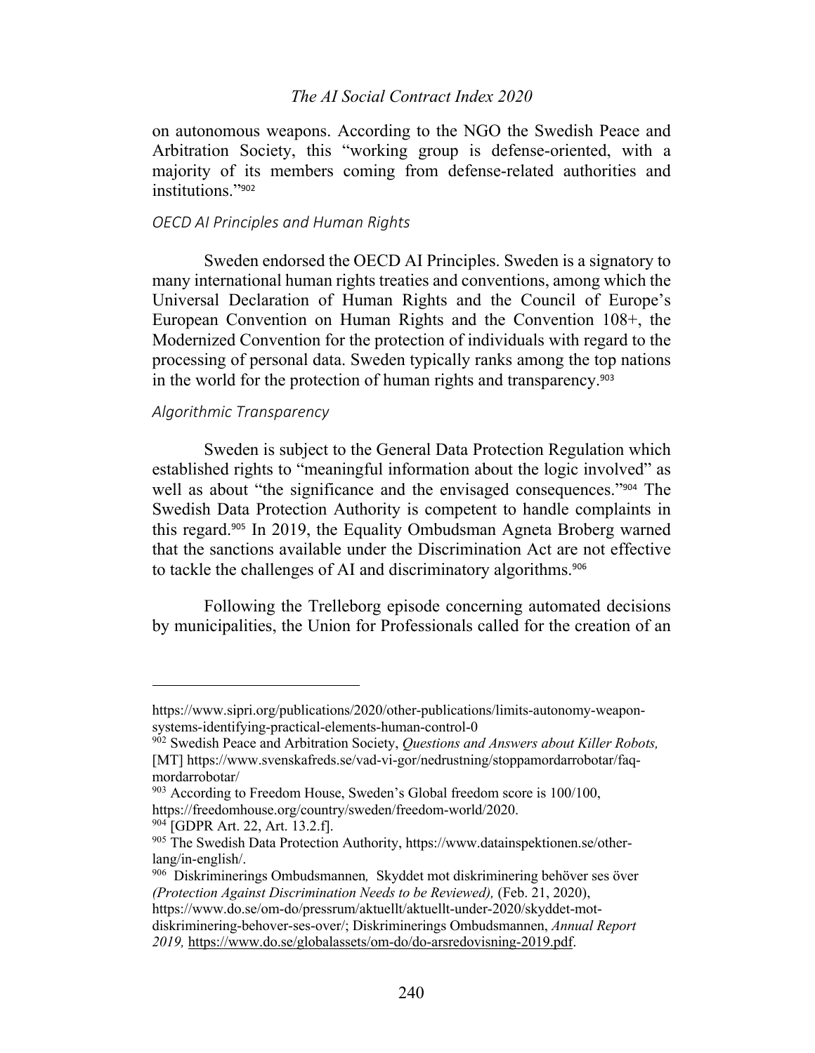on autonomous weapons. According to the NGO the Swedish Peace and Arbitration Society, this "working group is defense-oriented, with a majority of its members coming from defense-related authorities and institutions."[902]

### *OECD AI Principles and Human Rights*

Sweden endorsed the OECD AI Principles. Sweden is a signatory to many international human rights treaties and conventions, among which the Universal Declaration of Human Rights and the Council of Europe's European Convention on Human Rights and the Convention 108+, the Modernized Convention for the protection of individuals with regard to the processing of personal data. Sweden typically ranks among the top nations in the world for the protection of human rights and transparency.[903]

### *Algorithmic Transparency*

Sweden is subject to the General Data Protection Regulation which established rights to "meaningful information about the logic involved" as well as about "the significance and the envisaged consequences."[904] The Swedish Data Protection Authority is competent to handle complaints in this regard.[905] In 2019, the Equality Ombudsman Agneta Broberg warned that the sanctions available under the Discrimination Act are not effective to tackle the challenges of AI and discriminatory algorithms.[906]

Following the Trelleborg episode concerning automated decisions by municipalities, the Union for Professionals called for the creation of an

---

https://www.sipri.org/publications/2020/other-publications/limits-autonomy-weapon-systems-identifying-practical-elements-human-control-0

[902] Swedish Peace and Arbitration Society, *Questions and Answers about Killer Robots,* [MT] https://www.svenskafreds.se/vad-vi-gor/nedrustning/stoppamordarrobotar/faq-mordarrobotar/

[903] According to Freedom House, Sweden's Global freedom score is 100/100, https://freedomhouse.org/country/sweden/freedom-world/2020.

[904] [GDPR Art. 22, Art. 13.2.f].

[905] The Swedish Data Protection Authority, https://www.datainspektionen.se/other-lang/in-english/.

[906] Diskriminerings Ombudsmannen*,* Skyddet mot diskriminering behöver ses över *(Protection Against Discrimination Needs to be Reviewed),* (Feb. 21, 2020), https://www.do.se/om-do/pressrum/aktuellt/aktuellt-under-2020/skyddet-mot-diskriminering-behover-ses-over/; Diskriminerings Ombudsmannen, *Annual Report 2019,* https://www.do.se/globalassets/om-do/do-arsredovisning-2019.pdf.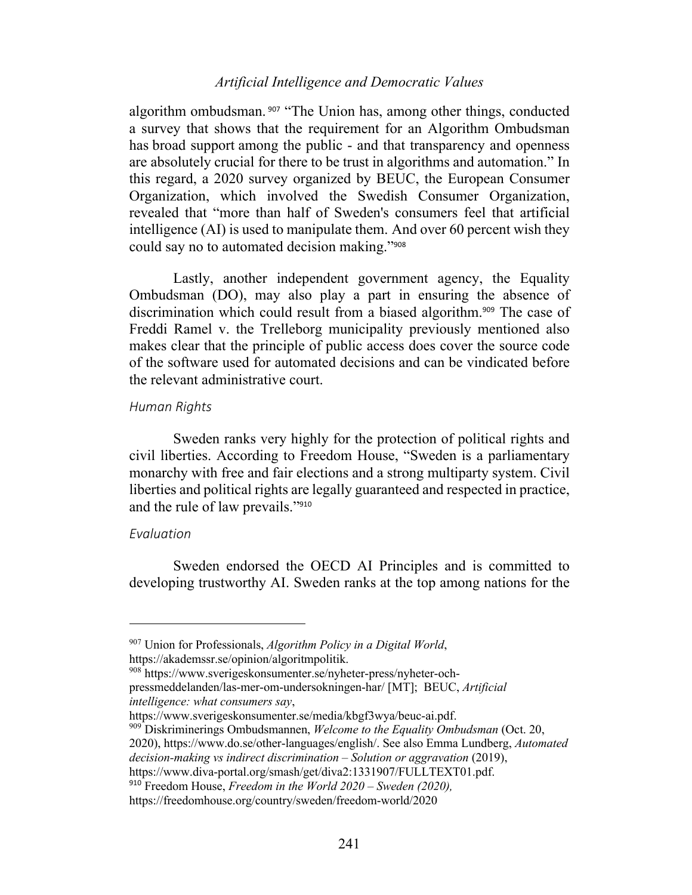algorithm ombudsman.[907] "The Union has, among other things, conducted a survey that shows that the requirement for an Algorithm Ombudsman has broad support among the public - and that transparency and openness are absolutely crucial for there to be trust in algorithms and automation." In this regard, a 2020 survey organized by BEUC, the European Consumer Organization, which involved the Swedish Consumer Organization, revealed that "more than half of Sweden's consumers feel that artificial intelligence (AI) is used to manipulate them. And over 60 percent wish they could say no to automated decision making."[908]

Lastly, another independent government agency, the Equality Ombudsman (DO), may also play a part in ensuring the absence of discrimination which could result from a biased algorithm.[909] The case of Freddi Ramel v. the Trelleborg municipality previously mentioned also makes clear that the principle of public access does cover the source code of the software used for automated decisions and can be vindicated before the relevant administrative court.

### *Human Rights*

Sweden ranks very highly for the protection of political rights and civil liberties. According to Freedom House, "Sweden is a parliamentary monarchy with free and fair elections and a strong multiparty system. Civil liberties and political rights are legally guaranteed and respected in practice, and the rule of law prevails."[910]

### *Evaluation*

Sweden endorsed the OECD AI Principles and is committed to developing trustworthy AI. Sweden ranks at the top among nations for the

---

[907] Union for Professionals, *Algorithm Policy in a Digital World*, https://akademssr.se/opinion/algoritmpolitik.

[908] https://www.sverigeskonsumenter.se/nyheter-press/nyheter-och-pressmeddelanden/las-mer-om-undersokningen-har/ [MT]; BEUC, *Artificial intelligence: what consumers say*, https://www.sverigeskonsumenter.se/media/kbgf3wya/beuc-ai.pdf.

[909] Diskriminerings Ombudsmannen, *Welcome to the Equality Ombudsman* (Oct. 20, 2020), https://www.do.se/other-languages/english/. See also Emma Lundberg, *Automated decision-making vs indirect discrimination – Solution or aggravation* (2019), https://www.diva-portal.org/smash/get/diva2:1331907/FULLTEXT01.pdf.

[910] Freedom House, *Freedom in the World 2020 – Sweden (2020),* https://freedomhouse.org/country/sweden/freedom-world/2020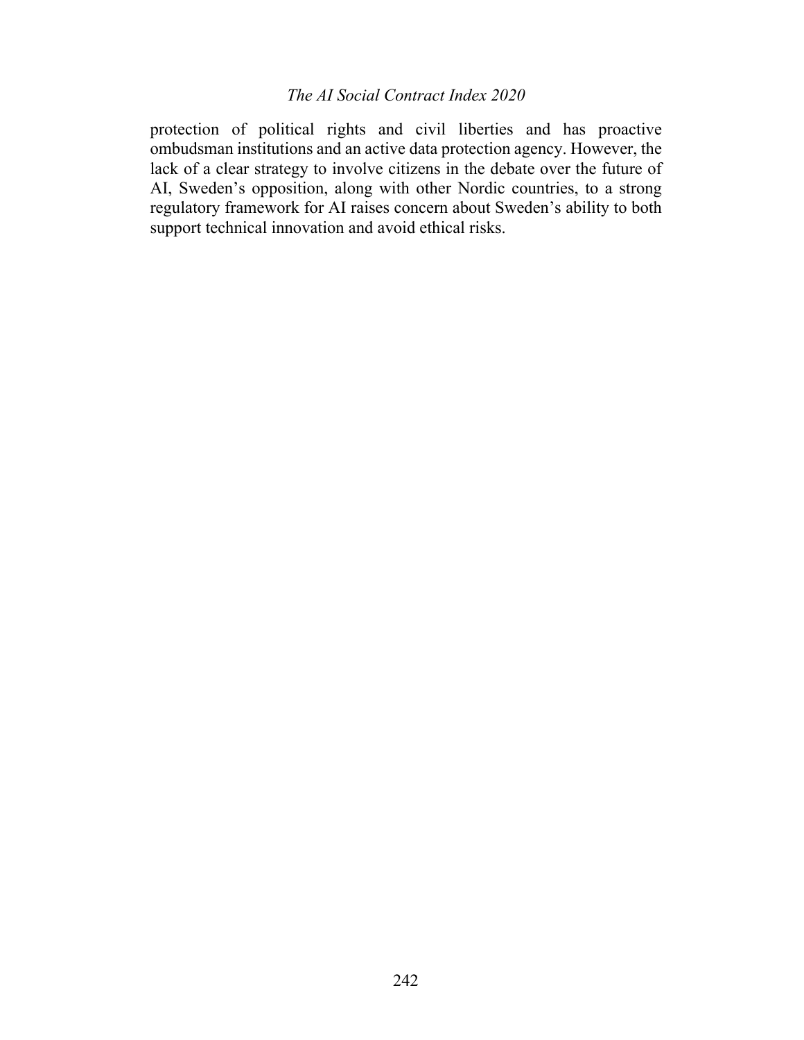protection of political rights and civil liberties and has proactive ombudsman institutions and an active data protection agency. However, the lack of a clear strategy to involve citizens in the debate over the future of AI, Sweden's opposition, along with other Nordic countries, to a strong regulatory framework for AI raises concern about Sweden's ability to both support technical innovation and avoid ethical risks.